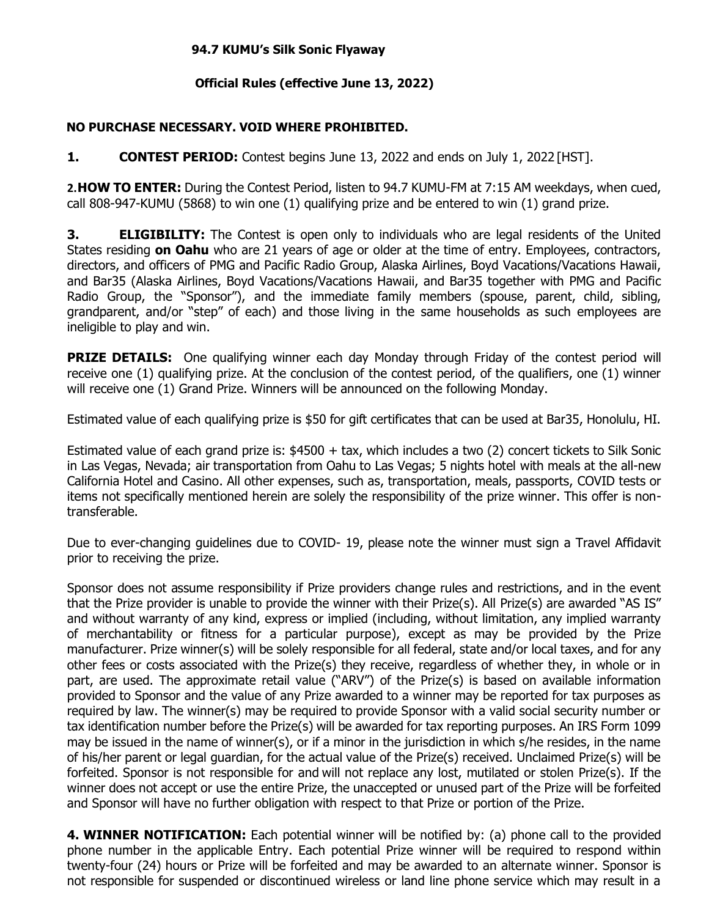**94.7 KUMU's Silk Sonic Flyaway**

**Official Rules (effective June 13, 2022)**

**NO PURCHASE NECESSARY. VOID WHERE PROHIBITED.**

**1. CONTEST PERIOD:** Contest begins June 13, 2022 and ends on July 1, 2022 [HST].

**2. HOW TO ENTER:** During the Contest Period, listen to 94.7 KUMU-FM at 7:15 AM weekdays, when cued, call 808-947-KUMU (5868) to win one (1) qualifying prize and be entered to win (1) grand prize.

**3. ELIGIBILITY:** The Contest is open only to individuals who are legal residents of the United States residing **on Oahu** who are 21 years of age or older at the time of entry. Employees, contractors, directors, and officers of PMG and Pacific Radio Group, Alaska Airlines, Boyd Vacations/Vacations Hawaii, and Bar35 (Alaska Airlines, Boyd Vacations/Vacations Hawaii, and Bar35 together with PMG and Pacific Radio Group, the "Sponsor"), and the immediate family members (spouse, parent, child, sibling, grandparent, and/or "step" of each) and those living in the same households as such employees are ineligible to play and win.

**PRIZE DETAILS:** One qualifying winner each day Monday through Friday of the contest period will receive one (1) qualifying prize. At the conclusion of the contest period, of the qualifiers, one (1) winner will receive one (1) Grand Prize. Winners will be announced on the following Monday.

Estimated value of each qualifying prize is $50 for gift certificates that can be used at Bar35, Honolulu, HI.

Estimated value of each grand prize is: $4500 + tax, which includes a two (2) concert tickets to Silk Sonic in Las Vegas, Nevada; air transportation from Oahu to Las Vegas; 5 nights hotel with meals at the all-new California Hotel and Casino. All other expenses, such as, transportation, meals, passports, COVID tests or items not specifically mentioned herein are solely the responsibility of the prize winner. This offer is non-transferable.

Due to ever-changing guidelines due to COVID- 19, please note the winner must sign a Travel Affidavit prior to receiving the prize.

Sponsor does not assume responsibility if Prize providers change rules and restrictions, and in the event that the Prize provider is unable to provide the winner with their Prize(s). All Prize(s) are awarded "AS IS" and without warranty of any kind, express or implied (including, without limitation, any implied warranty of merchantability or fitness for a particular purpose), except as may be provided by the Prize manufacturer. Prize winner(s) will be solely responsible for all federal, state and/or local taxes, and for any other fees or costs associated with the Prize(s) they receive, regardless of whether they, in whole or in part, are used. The approximate retail value ("ARV") of the Prize(s) is based on available information provided to Sponsor and the value of any Prize awarded to a winner may be reported for tax purposes as required by law. The winner(s) may be required to provide Sponsor with a valid social security number or tax identification number before the Prize(s) will be awarded for tax reporting purposes. An IRS Form 1099 may be issued in the name of winner(s), or if a minor in the jurisdiction in which s/he resides, in the name of his/her parent or legal guardian, for the actual value of the Prize(s) received. Unclaimed Prize(s) will be forfeited. Sponsor is not responsible for and will not replace any lost, mutilated or stolen Prize(s). If the winner does not accept or use the entire Prize, the unaccepted or unused part of the Prize will be forfeited and Sponsor will have no further obligation with respect to that Prize or portion of the Prize.

**4. WINNER NOTIFICATION:** Each potential winner will be notified by: (a) phone call to the provided phone number in the applicable Entry. Each potential Prize winner will be required to respond within twenty-four (24) hours or Prize will be forfeited and may be awarded to an alternate winner. Sponsor is not responsible for suspended or discontinued wireless or land line phone service which may result in a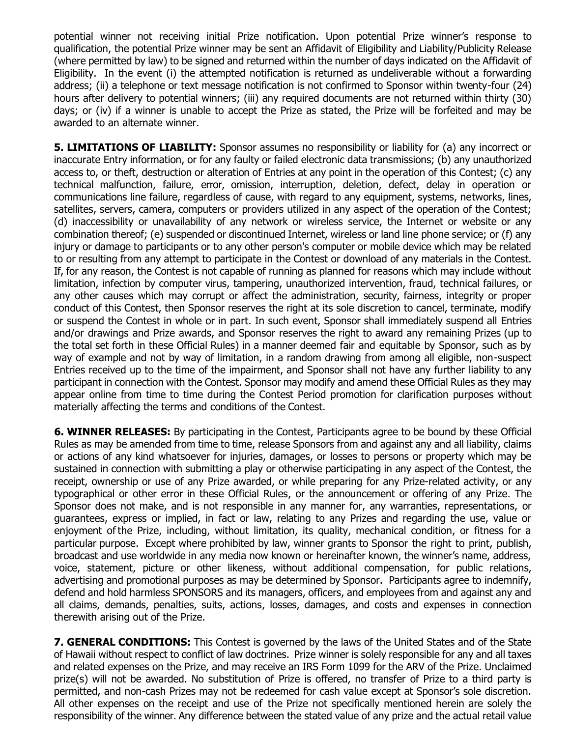potential winner not receiving initial Prize notification. Upon potential Prize winner's response to qualification, the potential Prize winner may be sent an Affidavit of Eligibility and Liability/Publicity Release (where permitted by law) to be signed and returned within the number of days indicated on the Affidavit of Eligibility. In the event (i) the attempted notification is returned as undeliverable without a forwarding address; (ii) a telephone or text message notification is not confirmed to Sponsor within twenty-four (24) hours after delivery to potential winners; (iii) any required documents are not returned within thirty (30) days; or (iv) if a winner is unable to accept the Prize as stated, the Prize will be forfeited and may be awarded to an alternate winner.

**5. LIMITATIONS OF LIABILITY:** Sponsor assumes no responsibility or liability for (a) any incorrect or inaccurate Entry information, or for any faulty or failed electronic data transmissions; (b) any unauthorized access to, or theft, destruction or alteration of Entries at any point in the operation of this Contest; (c) any technical malfunction, failure, error, omission, interruption, deletion, defect, delay in operation or communications line failure, regardless of cause, with regard to any equipment, systems, networks, lines, satellites, servers, camera, computers or providers utilized in any aspect of the operation of the Contest; (d) inaccessibility or unavailability of any network or wireless service, the Internet or website or any combination thereof; (e) suspended or discontinued Internet, wireless or land line phone service; or (f) any injury or damage to participants or to any other person's computer or mobile device which may be related to or resulting from any attempt to participate in the Contest or download of any materials in the Contest. If, for any reason, the Contest is not capable of running as planned for reasons which may include without limitation, infection by computer virus, tampering, unauthorized intervention, fraud, technical failures, or any other causes which may corrupt or affect the administration, security, fairness, integrity or proper conduct of this Contest, then Sponsor reserves the right at its sole discretion to cancel, terminate, modify or suspend the Contest in whole or in part. In such event, Sponsor shall immediately suspend all Entries and/or drawings and Prize awards, and Sponsor reserves the right to award any remaining Prizes (up to the total set forth in these Official Rules) in a manner deemed fair and equitable by Sponsor, such as by way of example and not by way of limitation, in a random drawing from among all eligible, non-suspect Entries received up to the time of the impairment, and Sponsor shall not have any further liability to any participant in connection with the Contest. Sponsor may modify and amend these Official Rules as they may appear online from time to time during the Contest Period promotion for clarification purposes without materially affecting the terms and conditions of the Contest.

**6. WINNER RELEASES:** By participating in the Contest, Participants agree to be bound by these Official Rules as may be amended from time to time, release Sponsors from and against any and all liability, claims or actions of any kind whatsoever for injuries, damages, or losses to persons or property which may be sustained in connection with submitting a play or otherwise participating in any aspect of the Contest, the receipt, ownership or use of any Prize awarded, or while preparing for any Prize-related activity, or any typographical or other error in these Official Rules, or the announcement or offering of any Prize. The Sponsor does not make, and is not responsible in any manner for, any warranties, representations, or guarantees, express or implied, in fact or law, relating to any Prizes and regarding the use, value or enjoyment of the Prize, including, without limitation, its quality, mechanical condition, or fitness for a particular purpose. Except where prohibited by law, winner grants to Sponsor the right to print, publish, broadcast and use worldwide in any media now known or hereinafter known, the winner's name, address, voice, statement, picture or other likeness, without additional compensation, for public relations, advertising and promotional purposes as may be determined by Sponsor. Participants agree to indemnify, defend and hold harmless SPONSORS and its managers, officers, and employees from and against any and all claims, demands, penalties, suits, actions, losses, damages, and costs and expenses in connection therewith arising out of the Prize.

**7. GENERAL CONDITIONS:** This Contest is governed by the laws of the United States and of the State of Hawaii without respect to conflict of law doctrines. Prize winner is solely responsible for any and all taxes and related expenses on the Prize, and may receive an IRS Form 1099 for the ARV of the Prize. Unclaimed prize(s) will not be awarded. No substitution of Prize is offered, no transfer of Prize to a third party is permitted, and non-cash Prizes may not be redeemed for cash value except at Sponsor's sole discretion. All other expenses on the receipt and use of the Prize not specifically mentioned herein are solely the responsibility of the winner. Any difference between the stated value of any prize and the actual retail value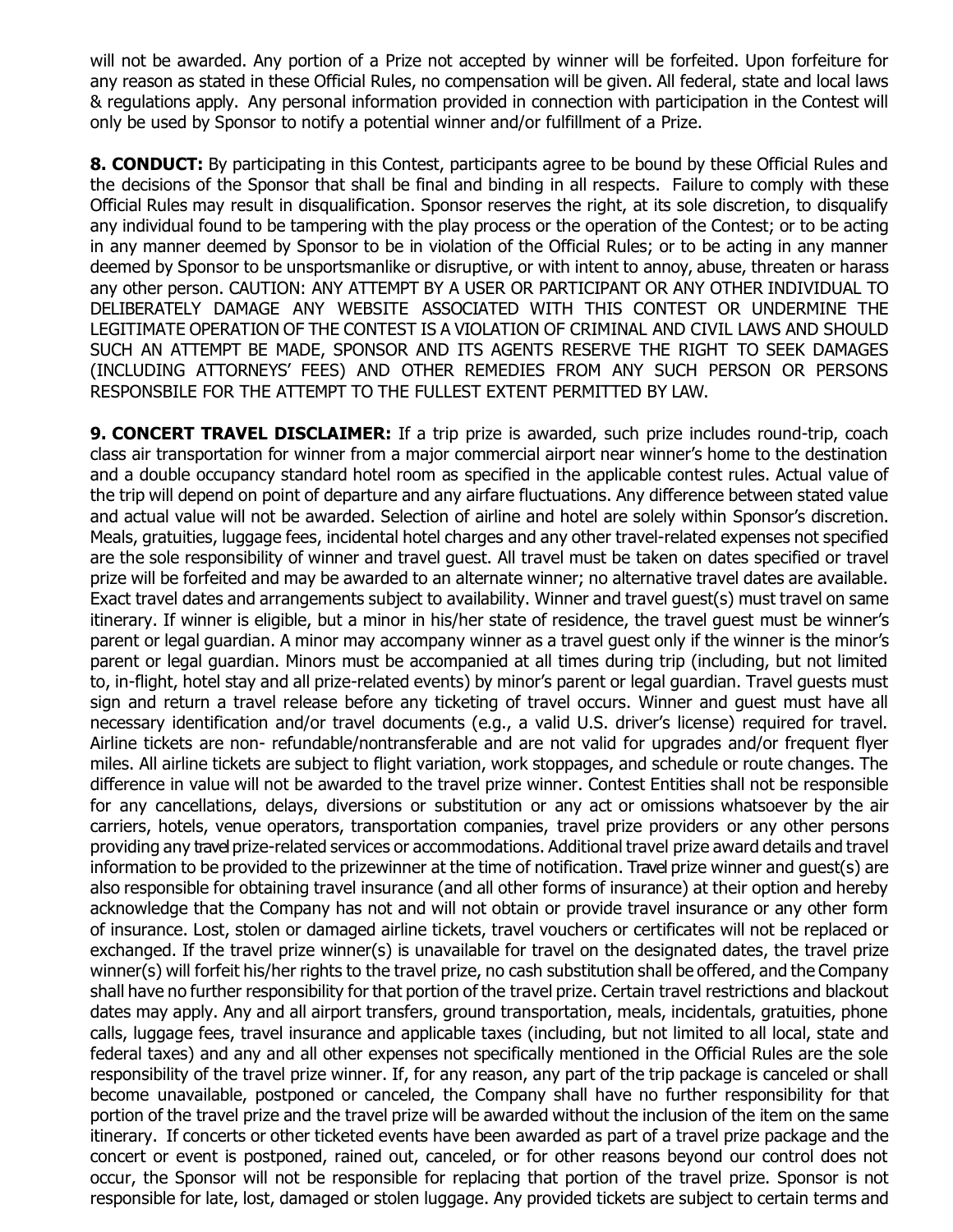will not be awarded. Any portion of a Prize not accepted by winner will be forfeited. Upon forfeiture for any reason as stated in these Official Rules, no compensation will be given. All federal, state and local laws & regulations apply. Any personal information provided in connection with participation in the Contest will only be used by Sponsor to notify a potential winner and/or fulfillment of a Prize.

**8. CONDUCT:** By participating in this Contest, participants agree to be bound by these Official Rules and the decisions of the Sponsor that shall be final and binding in all respects. Failure to comply with these Official Rules may result in disqualification. Sponsor reserves the right, at its sole discretion, to disqualify any individual found to be tampering with the play process or the operation of the Contest; or to be acting in any manner deemed by Sponsor to be in violation of the Official Rules; or to be acting in any manner deemed by Sponsor to be unsportsmanlike or disruptive, or with intent to annoy, abuse, threaten or harass any other person. CAUTION: ANY ATTEMPT BY A USER OR PARTICIPANT OR ANY OTHER INDIVIDUAL TO DELIBERATELY DAMAGE ANY WEBSITE ASSOCIATED WITH THIS CONTEST OR UNDERMINE THE LEGITIMATE OPERATION OF THE CONTEST IS A VIOLATION OF CRIMINAL AND CIVIL LAWS AND SHOULD SUCH AN ATTEMPT BE MADE, SPONSOR AND ITS AGENTS RESERVE THE RIGHT TO SEEK DAMAGES (INCLUDING ATTORNEYS' FEES) AND OTHER REMEDIES FROM ANY SUCH PERSON OR PERSONS RESPONSBILE FOR THE ATTEMPT TO THE FULLEST EXTENT PERMITTED BY LAW.

**9. CONCERT TRAVEL DISCLAIMER:** If a trip prize is awarded, such prize includes round-trip, coach class air transportation for winner from a major commercial airport near winner's home to the destination and a double occupancy standard hotel room as specified in the applicable contest rules. Actual value of the trip will depend on point of departure and any airfare fluctuations. Any difference between stated value and actual value will not be awarded. Selection of airline and hotel are solely within Sponsor's discretion. Meals, gratuities, luggage fees, incidental hotel charges and any other travel-related expenses not specified are the sole responsibility of winner and travel guest. All travel must be taken on dates specified or travel prize will be forfeited and may be awarded to an alternate winner; no alternative travel dates are available. Exact travel dates and arrangements subject to availability. Winner and travel guest(s) must travel on same itinerary. If winner is eligible, but a minor in his/her state of residence, the travel guest must be winner's parent or legal guardian. A minor may accompany winner as a travel guest only if the winner is the minor's parent or legal guardian. Minors must be accompanied at all times during trip (including, but not limited to, in-flight, hotel stay and all prize-related events) by minor's parent or legal guardian. Travel guests must sign and return a travel release before any ticketing of travel occurs. Winner and guest must have all necessary identification and/or travel documents (e.g., a valid U.S. driver's license) required for travel. Airline tickets are non- refundable/nontransferable and are not valid for upgrades and/or frequent flyer miles. All airline tickets are subject to flight variation, work stoppages, and schedule or route changes. The difference in value will not be awarded to the travel prize winner. Contest Entities shall not be responsible for any cancellations, delays, diversions or substitution or any act or omissions whatsoever by the air carriers, hotels, venue operators, transportation companies, travel prize providers or any other persons providing any travel prize-related services or accommodations. Additional travel prize award details and travel information to be provided to the prizewinner at the time of notification. Travel prize winner and guest(s) are also responsible for obtaining travel insurance (and all other forms of insurance) at their option and hereby acknowledge that the Company has not and will not obtain or provide travel insurance or any other form of insurance. Lost, stolen or damaged airline tickets, travel vouchers or certificates will not be replaced or exchanged. If the travel prize winner(s) is unavailable for travel on the designated dates, the travel prize winner(s) will forfeit his/her rights to the travel prize, no cash substitution shall be offered, and the Company shall have no further responsibility for that portion of the travel prize. Certain travel restrictions and blackout dates may apply. Any and all airport transfers, ground transportation, meals, incidentals, gratuities, phone calls, luggage fees, travel insurance and applicable taxes (including, but not limited to all local, state and federal taxes) and any and all other expenses not specifically mentioned in the Official Rules are the sole responsibility of the travel prize winner. If, for any reason, any part of the trip package is canceled or shall become unavailable, postponed or canceled, the Company shall have no further responsibility for that portion of the travel prize and the travel prize will be awarded without the inclusion of the item on the same itinerary. If concerts or other ticketed events have been awarded as part of a travel prize package and the concert or event is postponed, rained out, canceled, or for other reasons beyond our control does not occur, the Sponsor will not be responsible for replacing that portion of the travel prize. Sponsor is not responsible for late, lost, damaged or stolen luggage. Any provided tickets are subject to certain terms and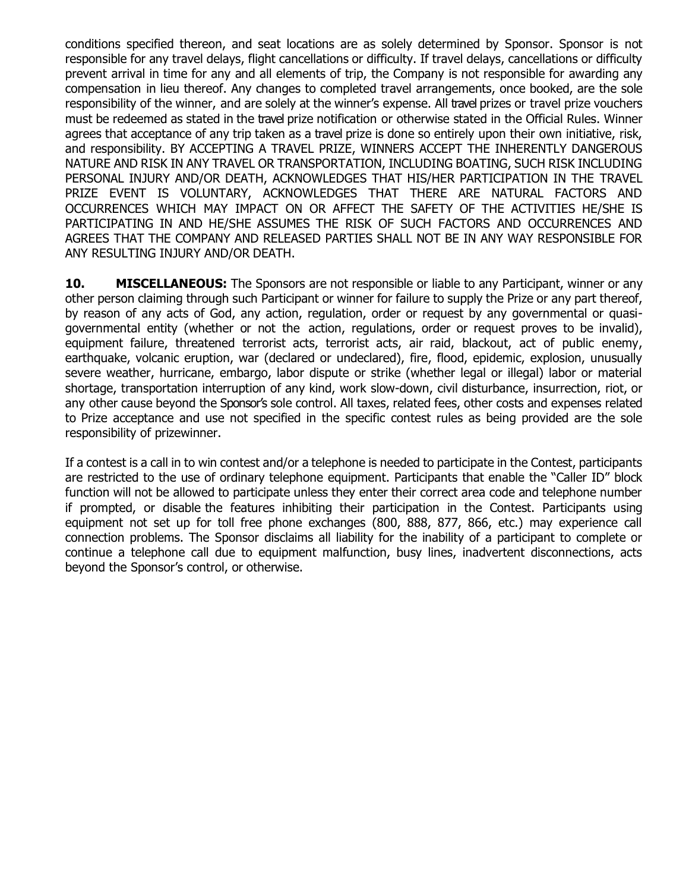conditions specified thereon, and seat locations are as solely determined by Sponsor. Sponsor is not responsible for any travel delays, flight cancellations or difficulty. If travel delays, cancellations or difficulty prevent arrival in time for any and all elements of trip, the Company is not responsible for awarding any compensation in lieu thereof. Any changes to completed travel arrangements, once booked, are the sole responsibility of the winner, and are solely at the winner's expense. All travel prizes or travel prize vouchers must be redeemed as stated in the travel prize notification or otherwise stated in the Official Rules. Winner agrees that acceptance of any trip taken as a travel prize is done so entirely upon their own initiative, risk, and responsibility. BY ACCEPTING A TRAVEL PRIZE, WINNERS ACCEPT THE INHERENTLY DANGEROUS NATURE AND RISK IN ANY TRAVEL OR TRANSPORTATION, INCLUDING BOATING, SUCH RISK INCLUDING PERSONAL INJURY AND/OR DEATH, ACKNOWLEDGES THAT HIS/HER PARTICIPATION IN THE TRAVEL PRIZE EVENT IS VOLUNTARY, ACKNOWLEDGES THAT THERE ARE NATURAL FACTORS AND OCCURRENCES WHICH MAY IMPACT ON OR AFFECT THE SAFETY OF THE ACTIVITIES HE/SHE IS PARTICIPATING IN AND HE/SHE ASSUMES THE RISK OF SUCH FACTORS AND OCCURRENCES AND AGREES THAT THE COMPANY AND RELEASED PARTIES SHALL NOT BE IN ANY WAY RESPONSIBLE FOR ANY RESULTING INJURY AND/OR DEATH.

**10. MISCELLANEOUS:** The Sponsors are not responsible or liable to any Participant, winner or any other person claiming through such Participant or winner for failure to supply the Prize or any part thereof, by reason of any acts of God, any action, regulation, order or request by any governmental or quasi-governmental entity (whether or not the action, regulations, order or request proves to be invalid), equipment failure, threatened terrorist acts, terrorist acts, air raid, blackout, act of public enemy, earthquake, volcanic eruption, war (declared or undeclared), fire, flood, epidemic, explosion, unusually severe weather, hurricane, embargo, labor dispute or strike (whether legal or illegal) labor or material shortage, transportation interruption of any kind, work slow-down, civil disturbance, insurrection, riot, or any other cause beyond the Sponsor's sole control. All taxes, related fees, other costs and expenses related to Prize acceptance and use not specified in the specific contest rules as being provided are the sole responsibility of prizewinner.

If a contest is a call in to win contest and/or a telephone is needed to participate in the Contest, participants are restricted to the use of ordinary telephone equipment. Participants that enable the "Caller ID" block function will not be allowed to participate unless they enter their correct area code and telephone number if prompted, or disable the features inhibiting their participation in the Contest. Participants using equipment not set up for toll free phone exchanges (800, 888, 877, 866, etc.) may experience call connection problems. The Sponsor disclaims all liability for the inability of a participant to complete or continue a telephone call due to equipment malfunction, busy lines, inadvertent disconnections, acts beyond the Sponsor's control, or otherwise.